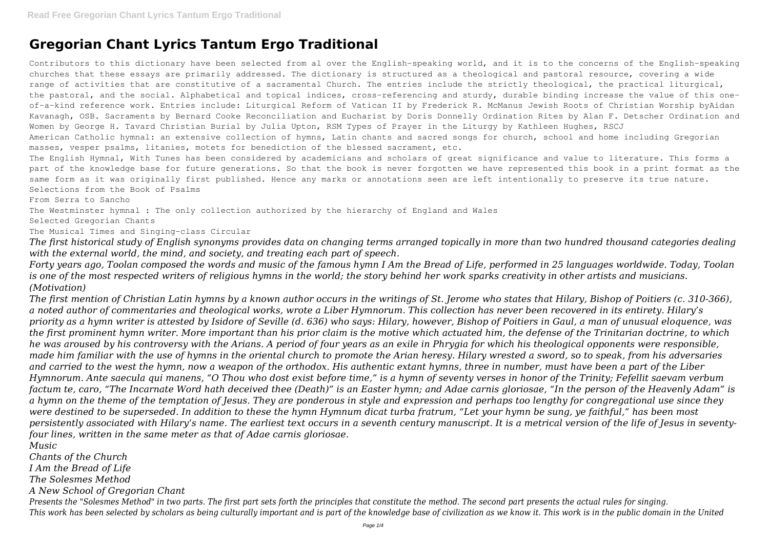# Gregorian Chant Lyrics Tantum Ergo Traditional

Contributors to this dictionary have been selected from al over the English-speaking world, and it is to the concerns of the English-speaking churches that these essays are primarily addressed. The dictionary is structured as a theological and pastoral resource, covering a wide range of activities that are constitutive of a sacramental Church. The entries include the strictly theological, the practical liturgical, the pastoral, and the social. Alphabetical and topical indices, cross-referencing and sturdy, durable binding increase the value of this one-of-a-kind reference work. Entries include: Liturgical Reform of Vatican II by Frederick R. McManus Jewish Roots of Christian Worship byAidan Kavanagh, OSB. Sacraments by Bernard Cooke Reconciliation and Eucharist by Doris Donnelly Ordination Rites by Alan F. Detscher Ordination and Women by George H. Tavard Christian Burial by Julia Upton, RSM Types of Prayer in the Liturgy by Kathleen Hughes, RSCJ

American Catholic hymnal: an extensive collection of hymns, Latin chants and sacred songs for church, school and home including Gregorian masses, vesper psalms, litanies, motets for benediction of the blessed sacrament, etc.

The English Hymnal, With Tunes has been considered by academicians and scholars of great significance and value to literature. This forms a part of the knowledge base for future generations. So that the book is never forgotten we have represented this book in a print format as the same form as it was originally first published. Hence any marks or annotations seen are left intentionally to preserve its true nature.

Selections from the Book of Psalms

From Serra to Sancho

The Westminster hymnal : The only collection authorized by the hierarchy of England and Wales

Selected Gregorian Chants

The Musical Times and Singing-class Circular

*The first historical study of English synonyms provides data on changing terms arranged topically in more than two hundred thousand categories dealing with the external world, the mind, and society, and treating each part of speech.*

*Forty years ago, Toolan composed the words and music of the famous hymn I Am the Bread of Life, performed in 25 languages worldwide. Today, Toolan is one of the most respected writers of religious hymns in the world; the story behind her work sparks creativity in other artists and musicians. (Motivation)*

*The first mention of Christian Latin hymns by a known author occurs in the writings of St. Jerome who states that Hilary, Bishop of Poitiers (c. 310-366), a noted author of commentaries and theological works, wrote a Liber Hymnorum. This collection has never been recovered in its entirety. Hilary's priority as a hymn writer is attested by Isidore of Seville (d. 636) who says: Hilary, however, Bishop of Poitiers in Gaul, a man of unusual eloquence, was the first prominent hymn writer. More important than his prior claim is the motive which actuated him, the defense of the Trinitarian doctrine, to which he was aroused by his controversy with the Arians. A period of four years as an exile in Phrygia for which his theological opponents were responsible, made him familiar with the use of hymns in the oriental church to promote the Arian heresy. Hilary wrested a sword, so to speak, from his adversaries and carried to the west the hymn, now a weapon of the orthodox. His authentic extant hymns, three in number, must have been a part of the Liber Hymnorum. Ante saecula qui manens, "O Thou who dost exist before time," is a hymn of seventy verses in honor of the Trinity; Fefellit saevam verbum factum te, caro, "The Incarnate Word hath deceived thee (Death)" is an Easter hymn; and Adae carnis gloriosae, "In the person of the Heavenly Adam" is a hymn on the theme of the temptation of Jesus. They are ponderous in style and expression and perhaps too lengthy for congregational use since they were destined to be superseded. In addition to these the hymn Hymnum dicat turba fratrum, "Let your hymn be sung, ye faithful," has been most persistently associated with Hilary's name. The earliest text occurs in a seventh century manuscript. It is a metrical version of the life of Jesus in seventy-four lines, written in the same meter as that of Adae carnis gloriosae.*

*Music*

*Chants of the Church*

*I Am the Bread of Life*

*The Solesmes Method*

*A New School of Gregorian Chant*

*Presents the "Solesmes Method" in two parts. The first part sets forth the principles that constitute the method. The second part presents the actual rules for singing.*

*This work has been selected by scholars as being culturally important and is part of the knowledge base of civilization as we know it. This work is in the public domain in the United*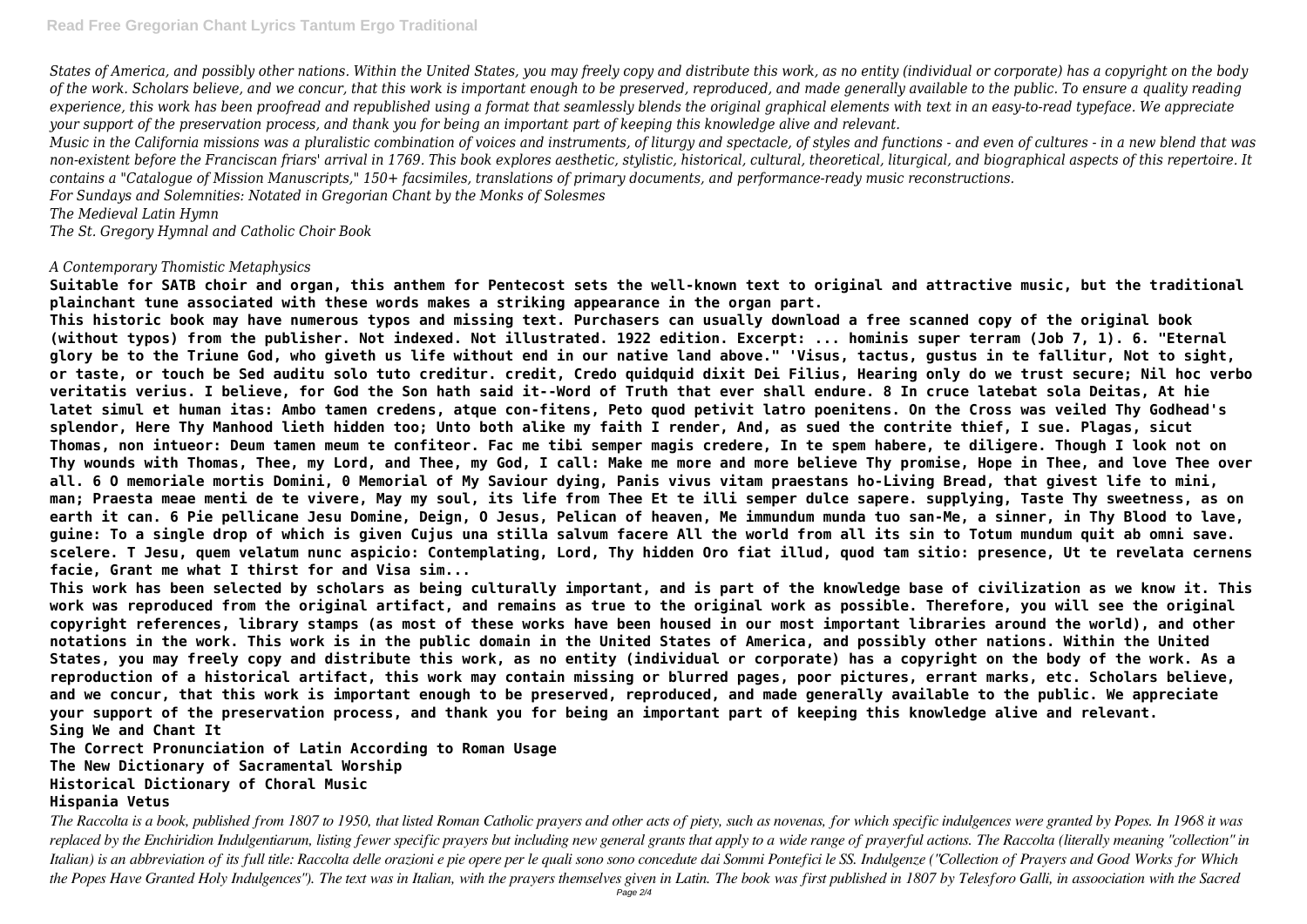*States of America, and possibly other nations. Within the United States, you may freely copy and distribute this work, as no entity (individual or corporate) has a copyright on the body of the work. Scholars believe, and we concur, that this work is important enough to be preserved, reproduced, and made generally available to the public. To ensure a quality reading experience, this work has been proofread and republished using a format that seamlessly blends the original graphical elements with text in an easy-to-read typeface. We appreciate your support of the preservation process, and thank you for being an important part of keeping this knowledge alive and relevant.*

*Music in the California missions was a pluralistic combination of voices and instruments, of liturgy and spectacle, of styles and functions - and even of cultures - in a new blend that was non-existent before the Franciscan friars' arrival in 1769. This book explores aesthetic, stylistic, historical, cultural, theoretical, liturgical, and biographical aspects of this repertoire. It contains a "Catalogue of Mission Manuscripts," 150+ facsimiles, translations of primary documents, and performance-ready music reconstructions.*

*For Sundays and Solemnities: Notated in Gregorian Chant by the Monks of Solesmes*

*The Medieval Latin Hymn*

*The St. Gregory Hymnal and Catholic Choir Book*

*A Contemporary Thomistic Metaphysics*

**Suitable for SATB choir and organ, this anthem for Pentecost sets the well-known text to original and attractive music, but the traditional plainchant tune associated with these words makes a striking appearance in the organ part.**

**This historic book may have numerous typos and missing text. Purchasers can usually download a free scanned copy of the original book (without typos) from the publisher. Not indexed. Not illustrated. 1922 edition. Excerpt: ... hominis super terram (Job 7, 1). 6. "Eternal glory be to the Triune God, who giveth us life without end in our native land above." 'Visus, tactus, gustus in te fallitur, Not to sight, or taste, or touch be Sed auditu solo tuto creditur. credit, Credo quidquid dixit Dei Filius, Hearing only do we trust secure; Nil hoc verbo veritatis verius. I believe, for God the Son hath said it--Word of Truth that ever shall endure. 8 In cruce latebat sola Deitas, At hie latet simul et human itas: Ambo tamen credens, atque con-fitens, Peto quod petivit latro poenitens. On the Cross was veiled Thy Godhead's splendor, Here Thy Manhood lieth hidden too; Unto both alike my faith I render, And, as sued the contrite thief, I sue. Plagas, sicut Thomas, non intueor: Deum tamen meum te confiteor. Fac me tibi semper magis credere, In te spem habere, te diligere. Though I look not on Thy wounds with Thomas, Thee, my Lord, and Thee, my God, I call: Make me more and more believe Thy promise, Hope in Thee, and love Thee over all. 6 O memoriale mortis Domini, 0 Memorial of My Saviour dying, Panis vivus vitam praestans ho-Living Bread, that givest life to mini, man; Praesta meae menti de te vivere, May my soul, its life from Thee Et te illi semper dulce sapere. supplying, Taste Thy sweetness, as on earth it can. 6 Pie pellicane Jesu Domine, Deign, O Jesus, Pelican of heaven, Me immundum munda tuo san-Me, a sinner, in Thy Blood to lave, guine: To a single drop of which is given Cujus una stilla salvum facere All the world from all its sin to Totum mundum quit ab omni save. scelere. T Jesu, quem velatum nunc aspicio: Contemplating, Lord, Thy hidden Oro fiat illud, quod tam sitio: presence, Ut te revelata cernens facie, Grant me what I thirst for and Visa sim...**

**This work has been selected by scholars as being culturally important, and is part of the knowledge base of civilization as we know it. This work was reproduced from the original artifact, and remains as true to the original work as possible. Therefore, you will see the original copyright references, library stamps (as most of these works have been housed in our most important libraries around the world), and other notations in the work. This work is in the public domain in the United States of America, and possibly other nations. Within the United States, you may freely copy and distribute this work, as no entity (individual or corporate) has a copyright on the body of the work. As a reproduction of a historical artifact, this work may contain missing or blurred pages, poor pictures, errant marks, etc. Scholars believe, and we concur, that this work is important enough to be preserved, reproduced, and made generally available to the public. We appreciate your support of the preservation process, and thank you for being an important part of keeping this knowledge alive and relevant.**

**Sing We and Chant It**

**The Correct Pronunciation of Latin According to Roman Usage**

**The New Dictionary of Sacramental Worship**

**Historical Dictionary of Choral Music**

**Hispania Vetus**

*The Raccolta is a book, published from 1807 to 1950, that listed Roman Catholic prayers and other acts of piety, such as novenas, for which specific indulgences were granted by Popes. In 1968 it was replaced by the Enchiridion Indulgentiarum, listing fewer specific prayers but including new general grants that apply to a wide range of prayerful actions. The Raccolta (literally meaning "collection" in Italian) is an abbreviation of its full title: Raccolta delle orazioni e pie opere per le quali sono sono concedute dai Sommi Pontefici le SS. Indulgenze ("Collection of Prayers and Good Works for Which the Popes Have Granted Holy Indulgences"). The text was in Italian, with the prayers themselves given in Latin. The book was first published in 1807 by Telesforo Galli, in assoociation with the Sacred*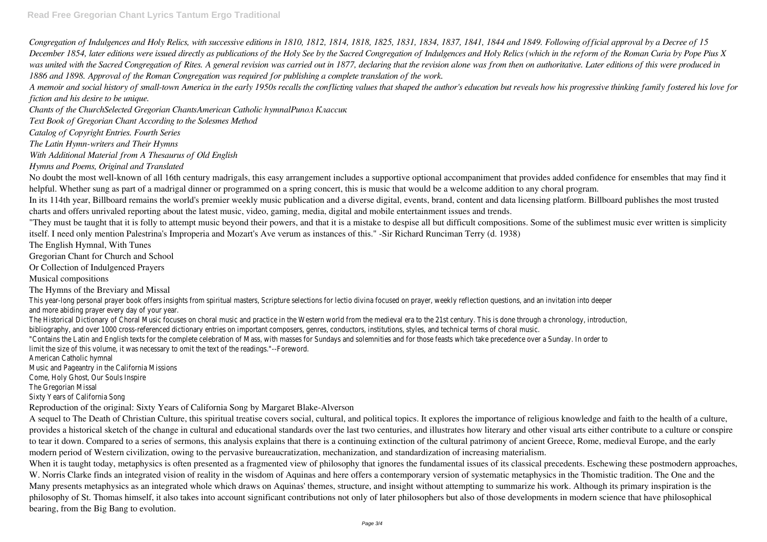*Congregation of Indulgences and Holy Relics, with successive editions in 1810, 1812, 1814, 1818, 1825, 1831, 1834, 1837, 1841, 1844 and 1849. Following official approval by a Decree of 15 December 1854, later editions were issued directly as publications of the Holy See by the Sacred Congregation of Indulgences and Holy Relics (which in the reform of the Roman Curia by Pope Pius X was united with the Sacred Congregation of Rites. A general revision was carried out in 1877, declaring that the revision alone was from then on authoritative. Later editions of this were produced in 1886 and 1898. Approval of the Roman Congregation was required for publishing a complete translation of the work.*

*A memoir and social history of small-town America in the early 1950s recalls the conflicting values that shaped the author's education but reveals how his progressive thinking family fostered his love for fiction and his desire to be unique.*

*Chants of the ChurchSelected Gregorian ChantsAmerican Catholic hymnalРипол Классик*

*Text Book of Gregorian Chant According to the Solesmes Method*

*Catalog of Copyright Entries. Fourth Series*

*The Latin Hymn-writers and Their Hymns*

*With Additional Material from A Thesaurus of Old English*

*Hymns and Poems, Original and Translated*

No doubt the most well-known of all 16th century madrigals, this easy arrangement includes a supportive optional accompaniment that provides added confidence for ensembles that may find it helpful. Whether sung as part of a madrigal dinner or programmed on a spring concert, this is music that would be a welcome addition to any choral program.

In its 114th year, Billboard remains the world's premier weekly music publication and a diverse digital, events, brand, content and data licensing platform. Billboard publishes the most trusted charts and offers unrivaled reporting about the latest music, video, gaming, media, digital and mobile entertainment issues and trends.

"They must be taught that it is folly to attempt music beyond their powers, and that it is a mistake to despise all but difficult compositions. Some of the sublimest music ever written is simplicity itself. I need only mention Palestrina's Improperia and Mozart's Ave verum as instances of this." -Sir Richard Runciman Terry (d. 1938)

The English Hymnal, With Tunes

Gregorian Chant for Church and School

Or Collection of Indulgenced Prayers

Musical compositions

The Hymns of the Breviary and Missal

This year-long personal prayer book offers insights from spiritual masters, Scripture selections for lectio divina focused on prayer, weekly reflection questions, and an invitation into deeper and more abiding prayer every day of your year.

The Historical Dictionary of Choral Music focuses on choral music and practice in the Western world from the medieval era to the 21st century. This is done through a chronology, introduction, bibliography, and over 1000 cross-referenced dictionary entries on important composers, genres, conductors, institutions, styles, and technical terms of choral music.

"Contains the Latin and English texts for the complete celebration of Mass, with masses for Sundays and solemnities and for those feasts which take precedence over a Sunday. In order to limit the size of this volume, it was necessary to omit the text of the readings."--Foreword.

American Catholic hymnal

Music and Pageantry in the California Missions

Come, Holy Ghost, Our Souls Inspire

The Gregorian Missal

Sixty Years of California Song

Reproduction of the original: Sixty Years of California Song by Margaret Blake-Alverson

A sequel to The Death of Christian Culture, this spiritual treatise covers social, cultural, and political topics. It explores the importance of religious knowledge and faith to the health of a culture, provides a historical sketch of the change in cultural and educational standards over the last two centuries, and illustrates how literary and other visual arts either contribute to a culture or conspire to tear it down. Compared to a series of sermons, this analysis explains that there is a continuing extinction of the cultural patrimony of ancient Greece, Rome, medieval Europe, and the early modern period of Western civilization, owing to the pervasive bureaucratization, mechanization, and standardization of increasing materialism.

When it is taught today, metaphysics is often presented as a fragmented view of philosophy that ignores the fundamental issues of its classical precedents. Eschewing these postmodern approaches, W. Norris Clarke finds an integrated vision of reality in the wisdom of Aquinas and here offers a contemporary version of systematic metaphysics in the Thomistic tradition. The One and the Many presents metaphysics as an integrated whole which draws on Aquinas' themes, structure, and insight without attempting to summarize his work. Although its primary inspiration is the philosophy of St. Thomas himself, it also takes into account significant contributions not only of later philosophers but also of those developments in modern science that have philosophical bearing, from the Big Bang to evolution.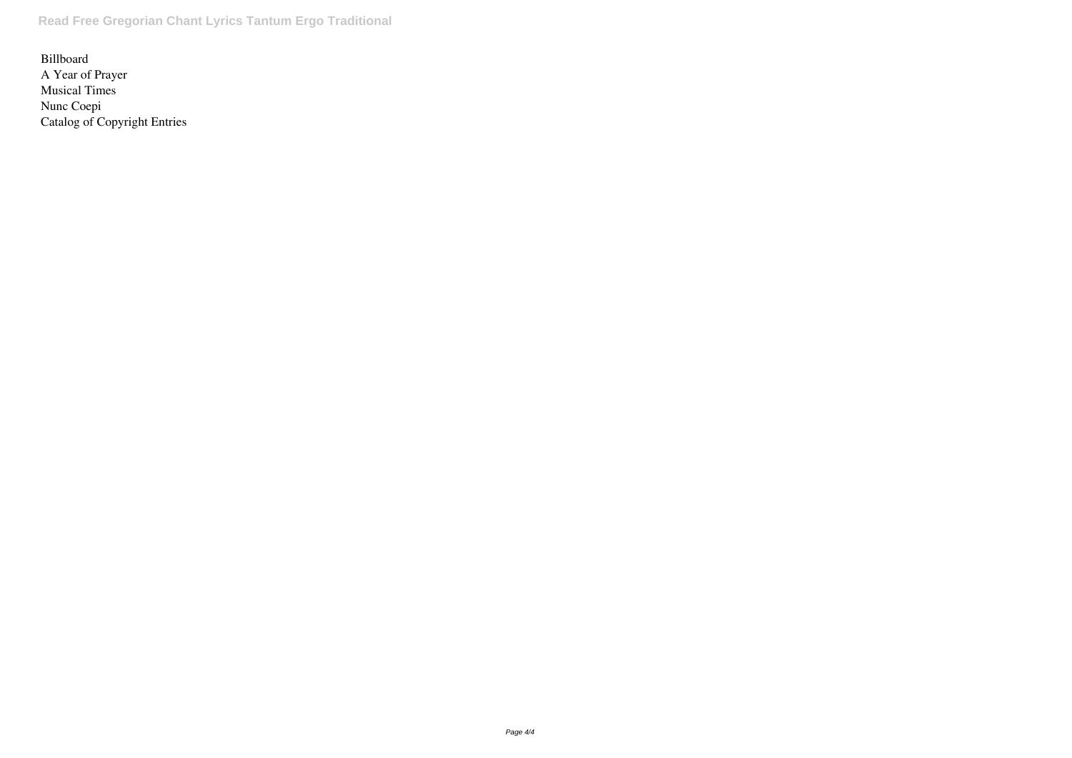Billboard
A Year of Prayer
Musical Times
Nunc Coepi
Catalog of Copyright Entries